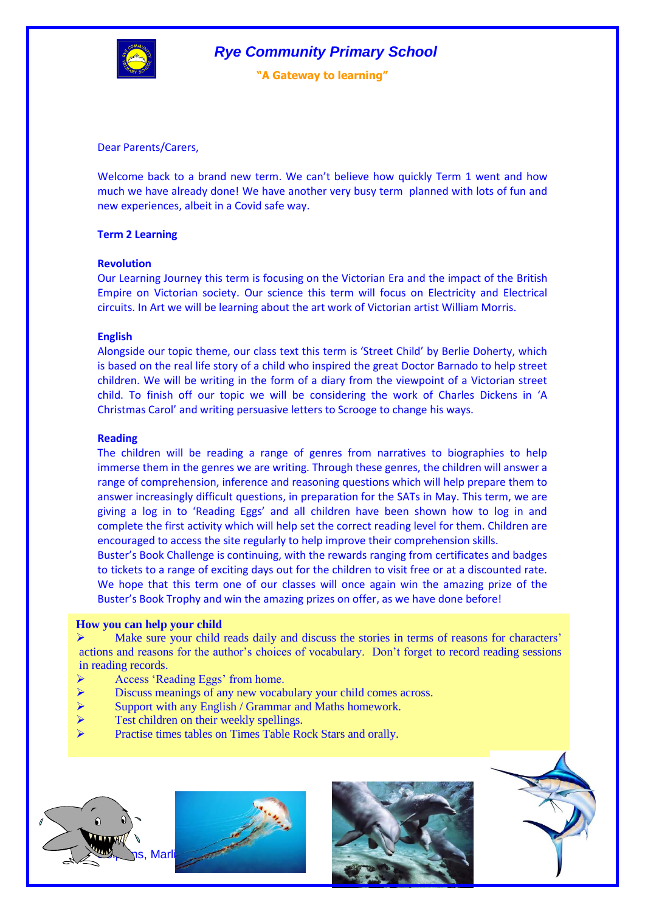# Rye Community Primary School

**"A Gateway to learning"**

Dear Parents/Carers,

Welcome back to a brand new term. We can't believe how quickly Term 1 went and how much we have already done! We have another very busy term planned with lots of fun and new experiences, albeit in a Covid safe way.

**Term 2 Learning**

**Revolution**

Our Learning Journey this term is focusing on the Victorian Era and the impact of the British Empire on Victorian society. Our science this term will focus on Electricity and Electrical circuits. In Art we will be learning about the art work of Victorian artist William Morris.

**English**

Alongside our topic theme, our class text this term is 'Street Child' by Berlie Doherty, which is based on the real life story of a child who inspired the great Doctor Barnado to help street children. We will be writing in the form of a diary from the viewpoint of a Victorian street child. To finish off our topic we will be considering the work of Charles Dickens in 'A Christmas Carol' and writing persuasive letters to Scrooge to change his ways.

**Reading**

The children will be reading a range of genres from narratives to biographies to help immerse them in the genres we are writing. Through these genres, the children will answer a range of comprehension, inference and reasoning questions which will help prepare them to answer increasingly difficult questions, in preparation for the SATs in May. This term, we are giving a log in to 'Reading Eggs' and all children have been shown how to log in and complete the first activity which will help set the correct reading level for them. Children are encouraged to access the site regularly to help improve their comprehension skills.

Buster's Book Challenge is continuing, with the rewards ranging from certificates and badges to tickets to a range of exciting days out for the children to visit free or at a discounted rate. We hope that this term one of our classes will once again win the amazing prize of the Buster's Book Trophy and win the amazing prizes on offer, as we have done before!

**How you can help your child**

- Make sure your child reads daily and discuss the stories in terms of reasons for characters' actions and reasons for the author's choices of vocabulary. Don't forget to record reading sessions in reading records.
- Access 'Reading Eggs' from home.
- Discuss meanings of any new vocabulary your child comes across.
- Support with any English / Grammar and Maths homework.
- Test children on their weekly spellings.
- Practise times tables on Times Table Rock Stars and orally.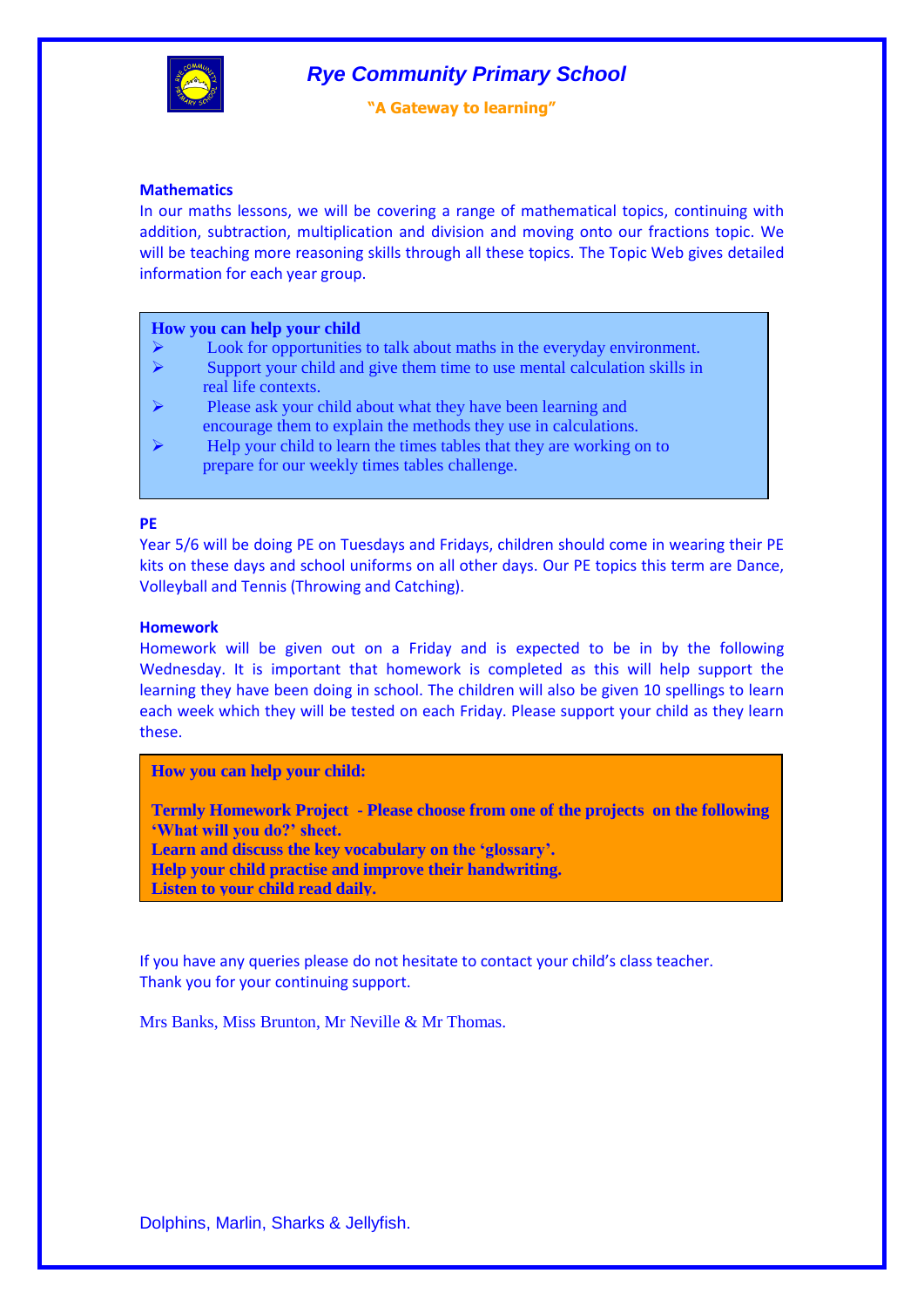# Rye Community Primary School

**"A Gateway to learning"**

### Mathematics

In our maths lessons, we will be covering a range of mathematical topics, continuing with addition, subtraction, multiplication and division and moving onto our fractions topic. We will be teaching more reasoning skills through all these topics. The Topic Web gives detailed information for each year group.

**How you can help your child**

- Look for opportunities to talk about maths in the everyday environment.
- Support your child and give them time to use mental calculation skills in real life contexts.
- Please ask your child about what they have been learning and encourage them to explain the methods they use in calculations.
- Help your child to learn the times tables that they are working on to prepare for our weekly times tables challenge.

### PE

Year 5/6 will be doing PE on Tuesdays and Fridays, children should come in wearing their PE kits on these days and school uniforms on all other days. Our PE topics this term are Dance, Volleyball and Tennis (Throwing and Catching).

### Homework

Homework will be given out on a Friday and is expected to be in by the following Wednesday. It is important that homework is completed as this will help support the learning they have been doing in school. The children will also be given 10 spellings to learn each week which they will be tested on each Friday. Please support your child as they learn these.

**How you can help your child:**

**Termly Homework Project - Please choose from one of the projects on the following 'What will you do?' sheet.**
**Learn and discuss the key vocabulary on the 'glossary'.**
**Help your child practise and improve their handwriting.**
**Listen to your child read daily.**

If you have any queries please do not hesitate to contact your child's class teacher.
Thank you for your continuing support.

Mrs Banks, Miss Brunton, Mr Neville & Mr Thomas.

Dolphins, Marlin, Sharks & Jellyfish.